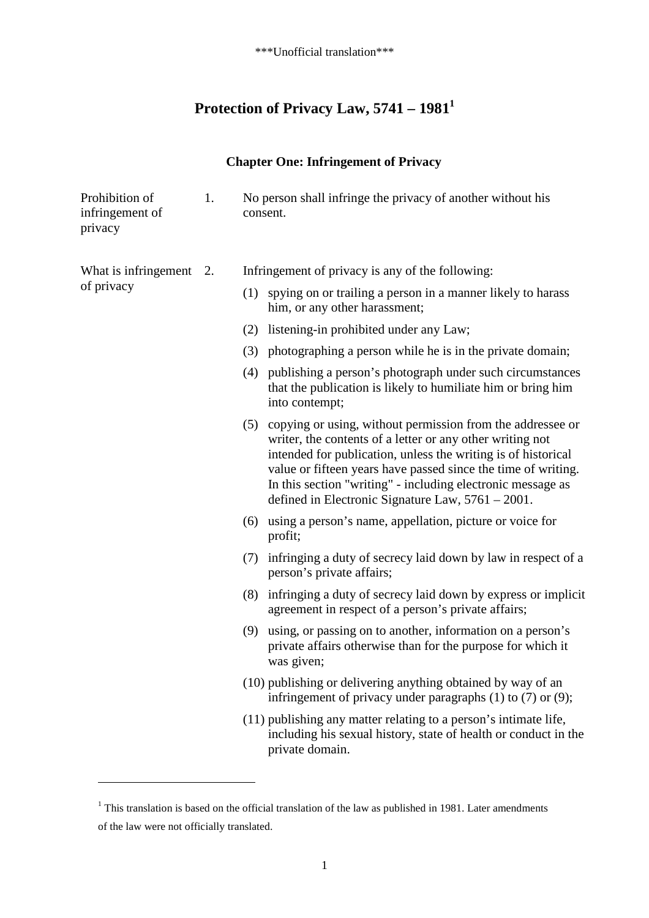\*\*\*Unofficial translation\*\*\*

# Protection of Privacy Law, 5741 – 1981[1]

## Chapter One: Infringement of Privacy

**Prohibition of infringement of privacy**

1. No person shall infringe the privacy of another without his consent.

**What is infringement of privacy**

2. Infringement of privacy is any of the following:

   (1) spying on or trailing a person in a manner likely to harass him, or any other harassment;

   (2) listening-in prohibited under any Law;

   (3) photographing a person while he is in the private domain;

   (4) publishing a person's photograph under such circumstances that the publication is likely to humiliate him or bring him into contempt;

   (5) copying or using, without permission from the addressee or writer, the contents of a letter or any other writing not intended for publication, unless the writing is of historical value or fifteen years have passed since the time of writing. In this section "writing" - including electronic message as defined in Electronic Signature Law, 5761 – 2001.

   (6) using a person's name, appellation, picture or voice for profit;

   (7) infringing a duty of secrecy laid down by law in respect of a person's private affairs;

   (8) infringing a duty of secrecy laid down by express or implicit agreement in respect of a person's private affairs;

   (9) using, or passing on to another, information on a person's private affairs otherwise than for the purpose for which it was given;

   (10) publishing or delivering anything obtained by way of an infringement of privacy under paragraphs (1) to (7) or (9);

   (11) publishing any matter relating to a person's intimate life, including his sexual history, state of health or conduct in the private domain.

---

[1] This translation is based on the official translation of the law as published in 1981. Later amendments of the law were not officially translated.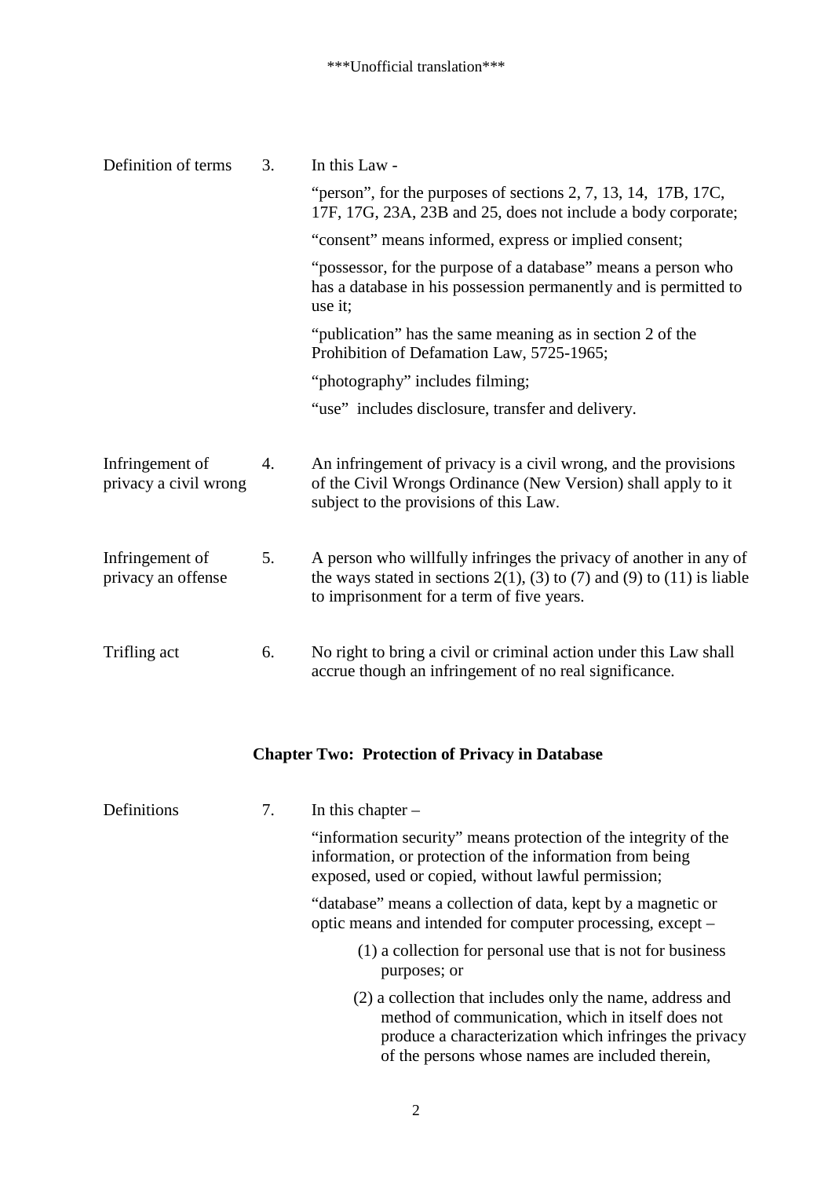***Unofficial translation***

**Definition of terms**

3. In this Law -

"person", for the purposes of sections 2, 7, 13, 14, 17B, 17C, 17F, 17G, 23A, 23B and 25, does not include a body corporate;

"consent" means informed, express or implied consent;

"possessor, for the purpose of a database" means a person who has a database in his possession permanently and is permitted to use it;

"publication" has the same meaning as in section 2 of the Prohibition of Defamation Law, 5725-1965;

"photography" includes filming;

"use" includes disclosure, transfer and delivery.

**Infringement of privacy a civil wrong**

4. An infringement of privacy is a civil wrong, and the provisions of the Civil Wrongs Ordinance (New Version) shall apply to it subject to the provisions of this Law.

**Infringement of privacy an offense**

5. A person who willfully infringes the privacy of another in any of the ways stated in sections 2(1), (3) to (7) and (9) to (11) is liable to imprisonment for a term of five years.

**Trifling act**

6. No right to bring a civil or criminal action under this Law shall accrue though an infringement of no real significance.

## Chapter Two: Protection of Privacy in Database

**Definitions**

7. In this chapter –

"information security" means protection of the integrity of the information, or protection of the information from being exposed, used or copied, without lawful permission;

"database" means a collection of data, kept by a magnetic or optic means and intended for computer processing, except –

(1) a collection for personal use that is not for business purposes; or

(2) a collection that includes only the name, address and method of communication, which in itself does not produce a characterization which infringes the privacy of the persons whose names are included therein,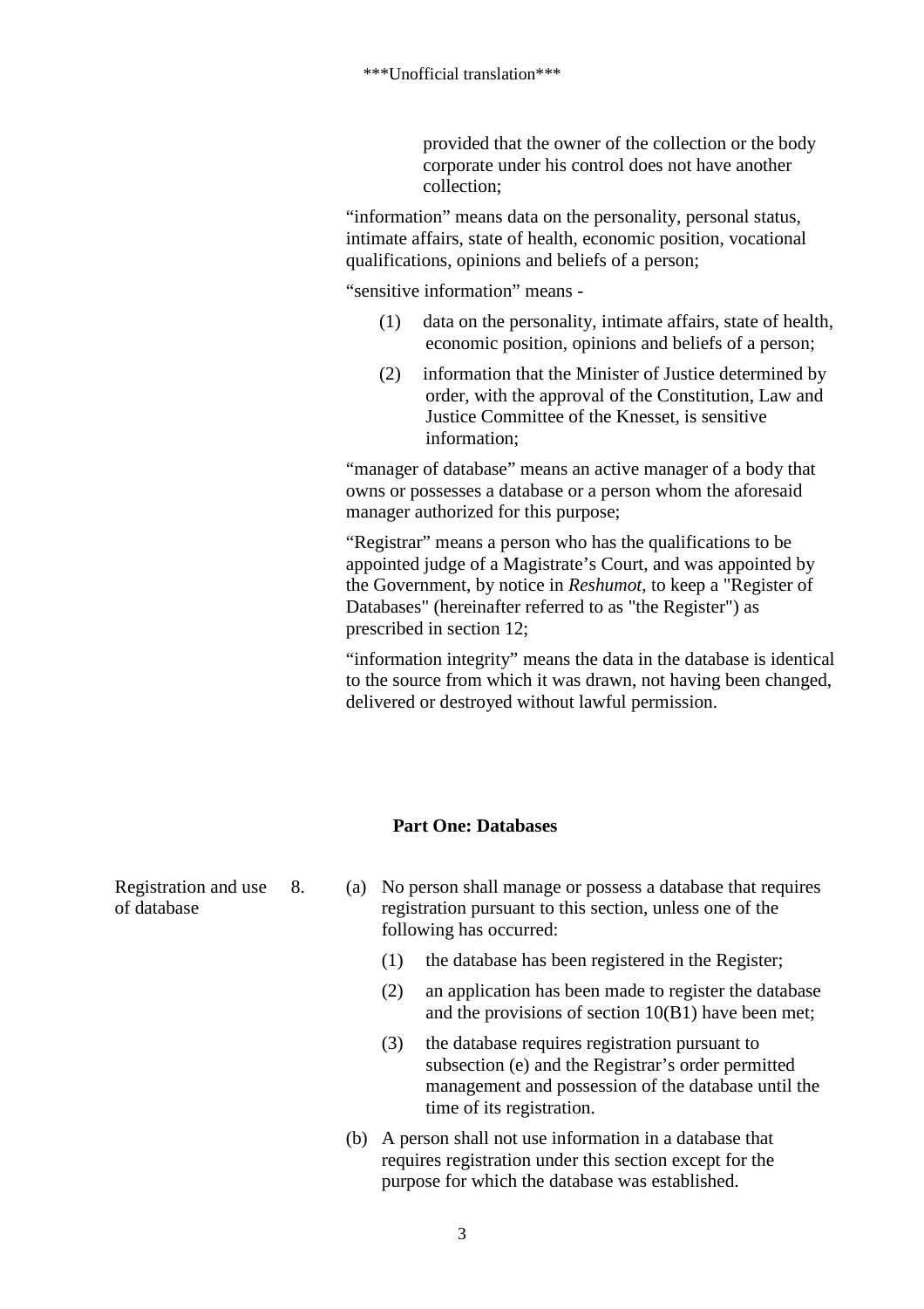provided that the owner of the collection or the body corporate under his control does not have another collection;

“information” means data on the personality, personal status, intimate affairs, state of health, economic position, vocational qualifications, opinions and beliefs of a person;

“sensitive information” means -

(1) data on the personality, intimate affairs, state of health, economic position, opinions and beliefs of a person;

(2) information that the Minister of Justice determined by order, with the approval of the Constitution, Law and Justice Committee of the Knesset, is sensitive information;

“manager of database” means an active manager of a body that owns or possesses a database or a person whom the aforesaid manager authorized for this purpose;

“Registrar” means a person who has the qualifications to be appointed judge of a Magistrate’s Court, and was appointed by the Government, by notice in *Reshumot*, to keep a "Register of Databases" (hereinafter referred to as "the Register") as prescribed in section 12;

“information integrity” means the data in the database is identical to the source from which it was drawn, not having been changed, delivered or destroyed without lawful permission.

## Part One: Databases

Registration and use of database

8. (a) No person shall manage or possess a database that requires registration pursuant to this section, unless one of the following has occurred:

(1) the database has been registered in the Register;

(2) an application has been made to register the database and the provisions of section 10(B1) have been met;

(3) the database requires registration pursuant to subsection (e) and the Registrar’s order permitted management and possession of the database until the time of its registration.

(b) A person shall not use information in a database that requires registration under this section except for the purpose for which the database was established.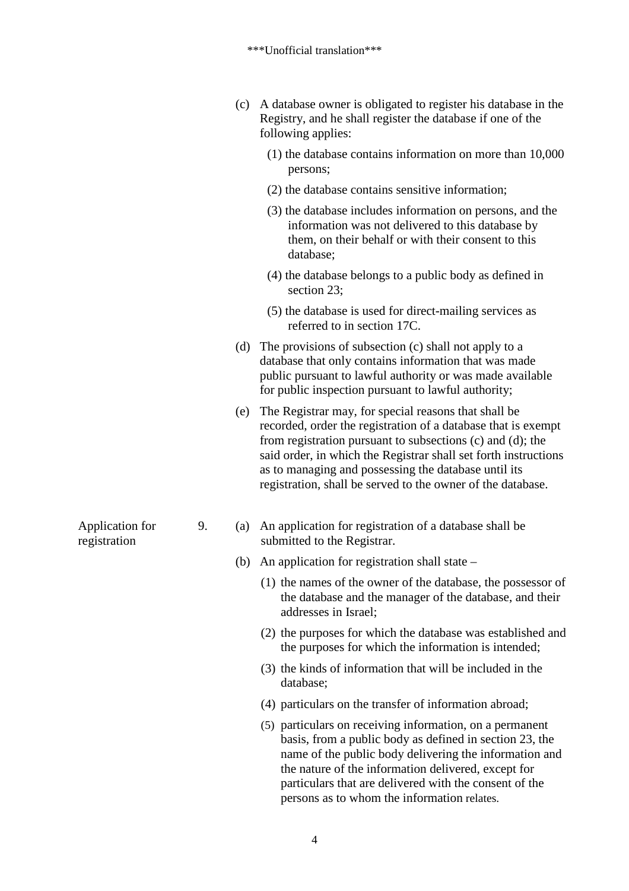(c) A database owner is obligated to register his database in the Registry, and he shall register the database if one of the following applies:

(1) the database contains information on more than 10,000 persons;

(2) the database contains sensitive information;

(3) the database includes information on persons, and the information was not delivered to this database by them, on their behalf or with their consent to this database;

(4) the database belongs to a public body as defined in section 23;

(5) the database is used for direct-mailing services as referred to in section 17C.

(d) The provisions of subsection (c) shall not apply to a database that only contains information that was made public pursuant to lawful authority or was made available for public inspection pursuant to lawful authority;

(e) The Registrar may, for special reasons that shall be recorded, order the registration of a database that is exempt from registration pursuant to subsections (c) and (d); the said order, in which the Registrar shall set forth instructions as to managing and possessing the database until its registration, shall be served to the owner of the database.

**Application for registration**

9. (a) An application for registration of a database shall be submitted to the Registrar.

(b) An application for registration shall state –

(1) the names of the owner of the database, the possessor of the database and the manager of the database, and their addresses in Israel;

(2) the purposes for which the database was established and the purposes for which the information is intended;

(3) the kinds of information that will be included in the database;

(4) particulars on the transfer of information abroad;

(5) particulars on receiving information, on a permanent basis, from a public body as defined in section 23, the name of the public body delivering the information and the nature of the information delivered, except for particulars that are delivered with the consent of the persons as to whom the information relates.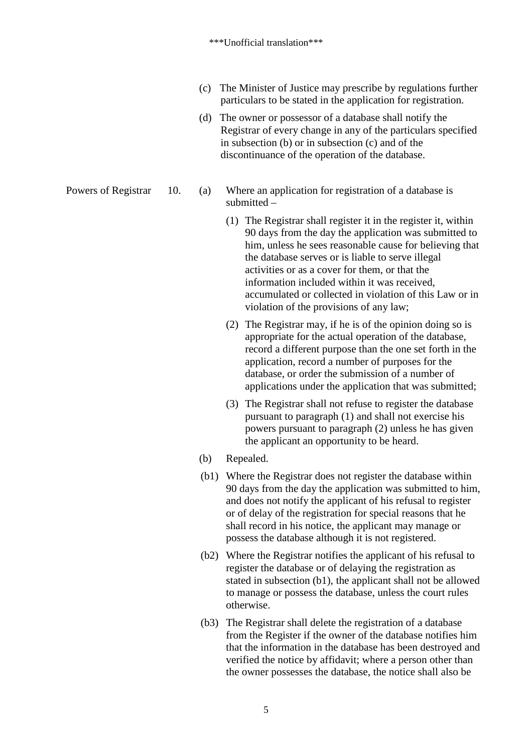(c) The Minister of Justice may prescribe by regulations further particulars to be stated in the application for registration.

(d) The owner or possessor of a database shall notify the Registrar of every change in any of the particulars specified in subsection (b) or in subsection (c) and of the discontinuance of the operation of the database.

**Powers of Registrar**

10. (a) Where an application for registration of a database is submitted –

(1) The Registrar shall register it in the register it, within 90 days from the day the application was submitted to him, unless he sees reasonable cause for believing that the database serves or is liable to serve illegal activities or as a cover for them, or that the information included within it was received, accumulated or collected in violation of this Law or in violation of the provisions of any law;

(2) The Registrar may, if he is of the opinion doing so is appropriate for the actual operation of the database, record a different purpose than the one set forth in the application, record a number of purposes for the database, or order the submission of a number of applications under the application that was submitted;

(3) The Registrar shall not refuse to register the database pursuant to paragraph (1) and shall not exercise his powers pursuant to paragraph (2) unless he has given the applicant an opportunity to be heard.

(b) Repealed.

(b1) Where the Registrar does not register the database within 90 days from the day the application was submitted to him, and does not notify the applicant of his refusal to register or of delay of the registration for special reasons that he shall record in his notice, the applicant may manage or possess the database although it is not registered.

(b2) Where the Registrar notifies the applicant of his refusal to register the database or of delaying the registration as stated in subsection (b1), the applicant shall not be allowed to manage or possess the database, unless the court rules otherwise.

(b3) The Registrar shall delete the registration of a database from the Register if the owner of the database notifies him that the information in the database has been destroyed and verified the notice by affidavit; where a person other than the owner possesses the database, the notice shall also be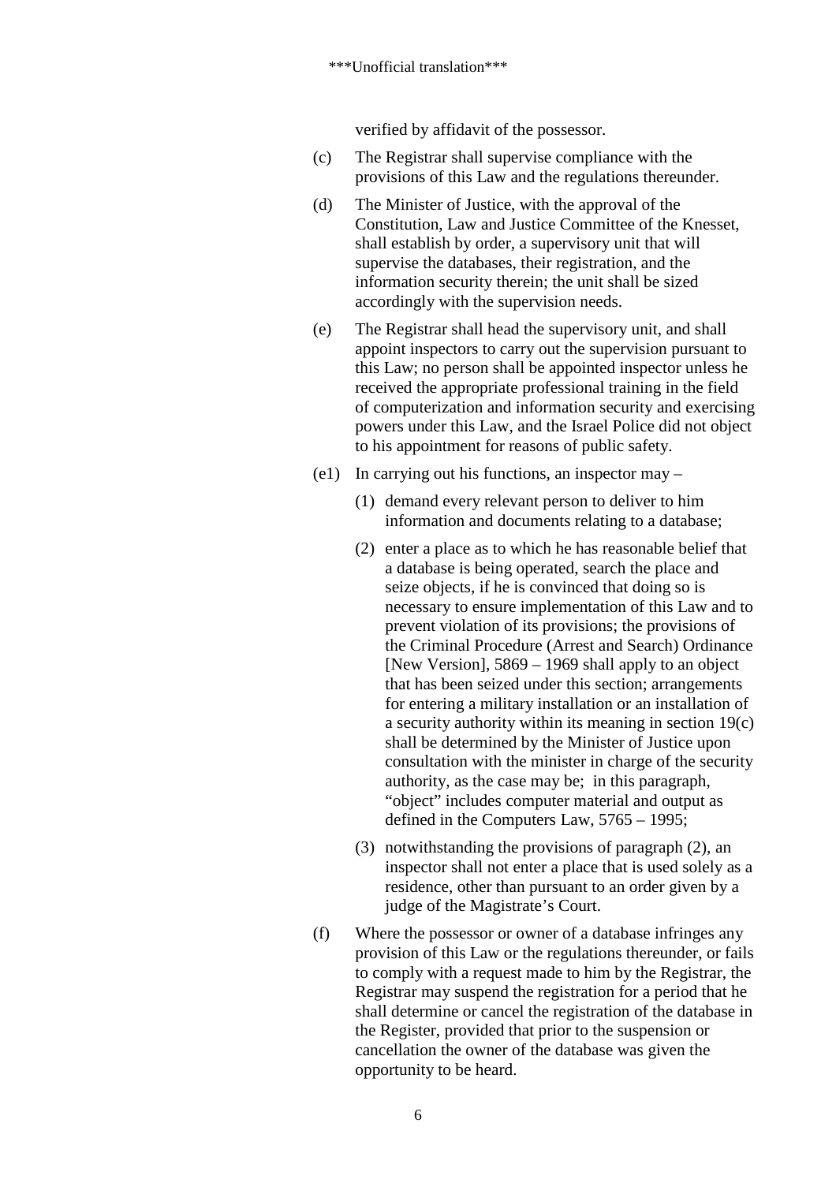verified by affidavit of the possessor.

(c) The Registrar shall supervise compliance with the provisions of this Law and the regulations thereunder.

(d) The Minister of Justice, with the approval of the Constitution, Law and Justice Committee of the Knesset, shall establish by order, a supervisory unit that will supervise the databases, their registration, and the information security therein; the unit shall be sized accordingly with the supervision needs.

(e) The Registrar shall head the supervisory unit, and shall appoint inspectors to carry out the supervision pursuant to this Law; no person shall be appointed inspector unless he received the appropriate professional training in the field of computerization and information security and exercising powers under this Law, and the Israel Police did not object to his appointment for reasons of public safety.

(e1) In carrying out his functions, an inspector may –

(1) demand every relevant person to deliver to him information and documents relating to a database;

(2) enter a place as to which he has reasonable belief that a database is being operated, search the place and seize objects, if he is convinced that doing so is necessary to ensure implementation of this Law and to prevent violation of its provisions; the provisions of the Criminal Procedure (Arrest and Search) Ordinance [New Version], 5869 – 1969 shall apply to an object that has been seized under this section; arrangements for entering a military installation or an installation of a security authority within its meaning in section 19(c) shall be determined by the Minister of Justice upon consultation with the minister in charge of the security authority, as the case may be; in this paragraph, "object" includes computer material and output as defined in the Computers Law, 5765 – 1995;

(3) notwithstanding the provisions of paragraph (2), an inspector shall not enter a place that is used solely as a residence, other than pursuant to an order given by a judge of the Magistrate's Court.

(f) Where the possessor or owner of a database infringes any provision of this Law or the regulations thereunder, or fails to comply with a request made to him by the Registrar, the Registrar may suspend the registration for a period that he shall determine or cancel the registration of the database in the Register, provided that prior to the suspension or cancellation the owner of the database was given the opportunity to be heard.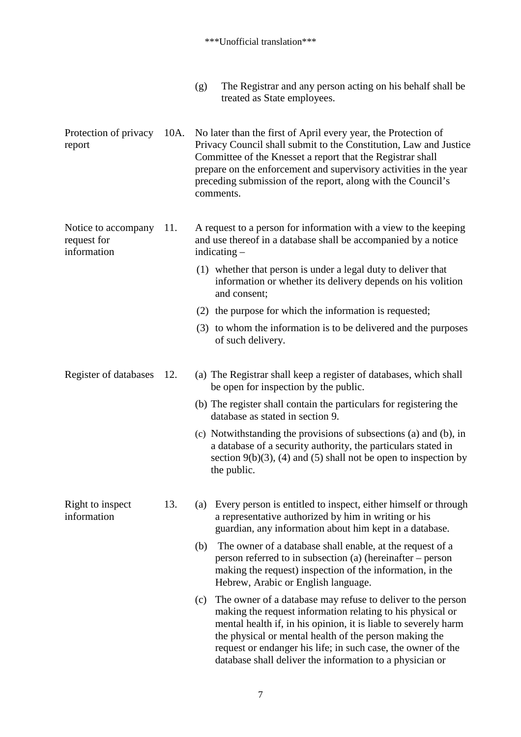(g) The Registrar and any person acting on his behalf shall be treated as State employees.

**Protection of privacy report**

10A. No later than the first of April every year, the Protection of Privacy Council shall submit to the Constitution, Law and Justice Committee of the Knesset a report that the Registrar shall prepare on the enforcement and supervisory activities in the year preceding submission of the report, along with the Council's comments.

**Notice to accompany request for information**

11. A request to a person for information with a view to the keeping and use thereof in a database shall be accompanied by a notice indicating –

(1) whether that person is under a legal duty to deliver that information or whether its delivery depends on his volition and consent;

(2) the purpose for which the information is requested;

(3) to whom the information is to be delivered and the purposes of such delivery.

**Register of databases**

12. (a) The Registrar shall keep a register of databases, which shall be open for inspection by the public.

(b) The register shall contain the particulars for registering the database as stated in section 9.

(c) Notwithstanding the provisions of subsections (a) and (b), in a database of a security authority, the particulars stated in section 9(b)(3), (4) and (5) shall not be open to inspection by the public.

**Right to inspect information**

13. (a) Every person is entitled to inspect, either himself or through a representative authorized by him in writing or his guardian, any information about him kept in a database.

(b) The owner of a database shall enable, at the request of a person referred to in subsection (a) (hereinafter – person making the request) inspection of the information, in the Hebrew, Arabic or English language.

(c) The owner of a database may refuse to deliver to the person making the request information relating to his physical or mental health if, in his opinion, it is liable to severely harm the physical or mental health of the person making the request or endanger his life; in such case, the owner of the database shall deliver the information to a physician or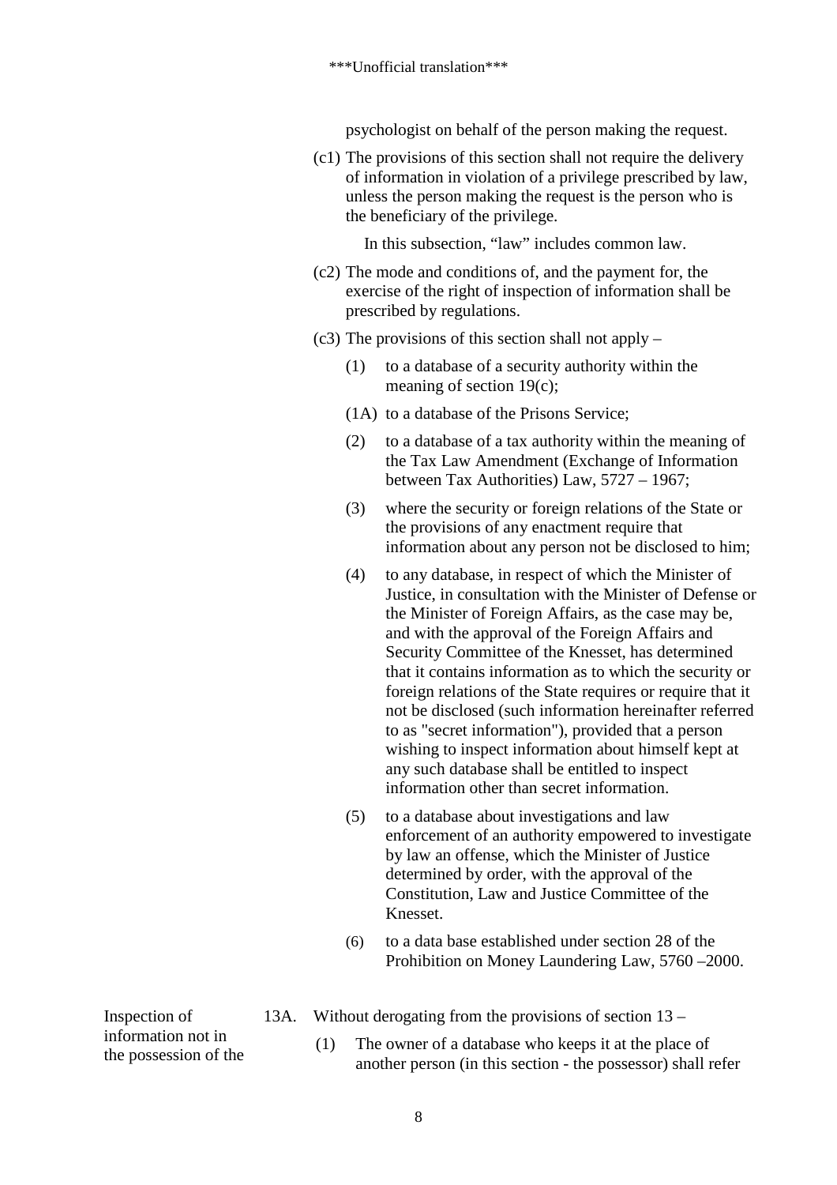psychologist on behalf of the person making the request.

(c1) The provisions of this section shall not require the delivery of information in violation of a privilege prescribed by law, unless the person making the request is the person who is the beneficiary of the privilege.

In this subsection, "law" includes common law.

(c2) The mode and conditions of, and the payment for, the exercise of the right of inspection of information shall be prescribed by regulations.

(c3) The provisions of this section shall not apply –

(1) to a database of a security authority within the meaning of section 19(c);

(1A) to a database of the Prisons Service;

(2) to a database of a tax authority within the meaning of the Tax Law Amendment (Exchange of Information between Tax Authorities) Law, 5727 – 1967;

(3) where the security or foreign relations of the State or the provisions of any enactment require that information about any person not be disclosed to him;

(4) to any database, in respect of which the Minister of Justice, in consultation with the Minister of Defense or the Minister of Foreign Affairs, as the case may be, and with the approval of the Foreign Affairs and Security Committee of the Knesset, has determined that it contains information as to which the security or foreign relations of the State requires or require that it not be disclosed (such information hereinafter referred to as "secret information"), provided that a person wishing to inspect information about himself kept at any such database shall be entitled to inspect information other than secret information.

(5) to a database about investigations and law enforcement of an authority empowered to investigate by law an offense, which the Minister of Justice determined by order, with the approval of the Constitution, Law and Justice Committee of the Knesset.

(6) to a data base established under section 28 of the Prohibition on Money Laundering Law, 5760 –2000.

Inspection of information not in the possession of the

13A. Without derogating from the provisions of section 13 –

(1) The owner of a database who keeps it at the place of another person (in this section - the possessor) shall refer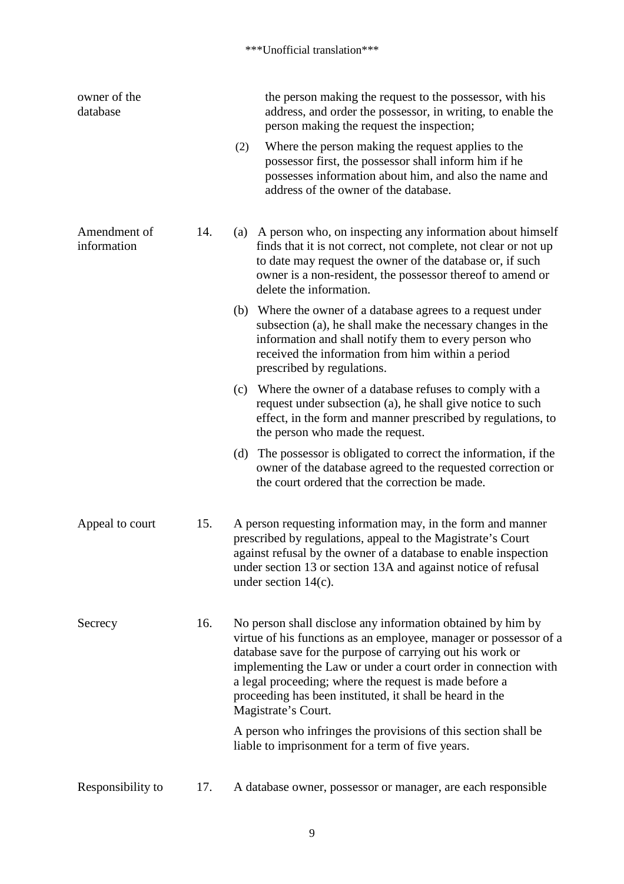owner of the database

the person making the request to the possessor, with his address, and order the possessor, in writing, to enable the person making the request the inspection;

(2) Where the person making the request applies to the possessor first, the possessor shall inform him if he possesses information about him, and also the name and address of the owner of the database.

**Amendment of information**

14. (a) A person who, on inspecting any information about himself finds that it is not correct, not complete, not clear or not up to date may request the owner of the database or, if such owner is a non-resident, the possessor thereof to amend or delete the information.

(b) Where the owner of a database agrees to a request under subsection (a), he shall make the necessary changes in the information and shall notify them to every person who received the information from him within a period prescribed by regulations.

(c) Where the owner of a database refuses to comply with a request under subsection (a), he shall give notice to such effect, in the form and manner prescribed by regulations, to the person who made the request.

(d) The possessor is obligated to correct the information, if the owner of the database agreed to the requested correction or the court ordered that the correction be made.

**Appeal to court**

15. A person requesting information may, in the form and manner prescribed by regulations, appeal to the Magistrate's Court against refusal by the owner of a database to enable inspection under section 13 or section 13A and against notice of refusal under section 14(c).

**Secrecy**

16. No person shall disclose any information obtained by him by virtue of his functions as an employee, manager or possessor of a database save for the purpose of carrying out his work or implementing the Law or under a court order in connection with a legal proceeding; where the request is made before a proceeding has been instituted, it shall be heard in the Magistrate's Court.

A person who infringes the provisions of this section shall be liable to imprisonment for a term of five years.

**Responsibility to**

17. A database owner, possessor or manager, are each responsible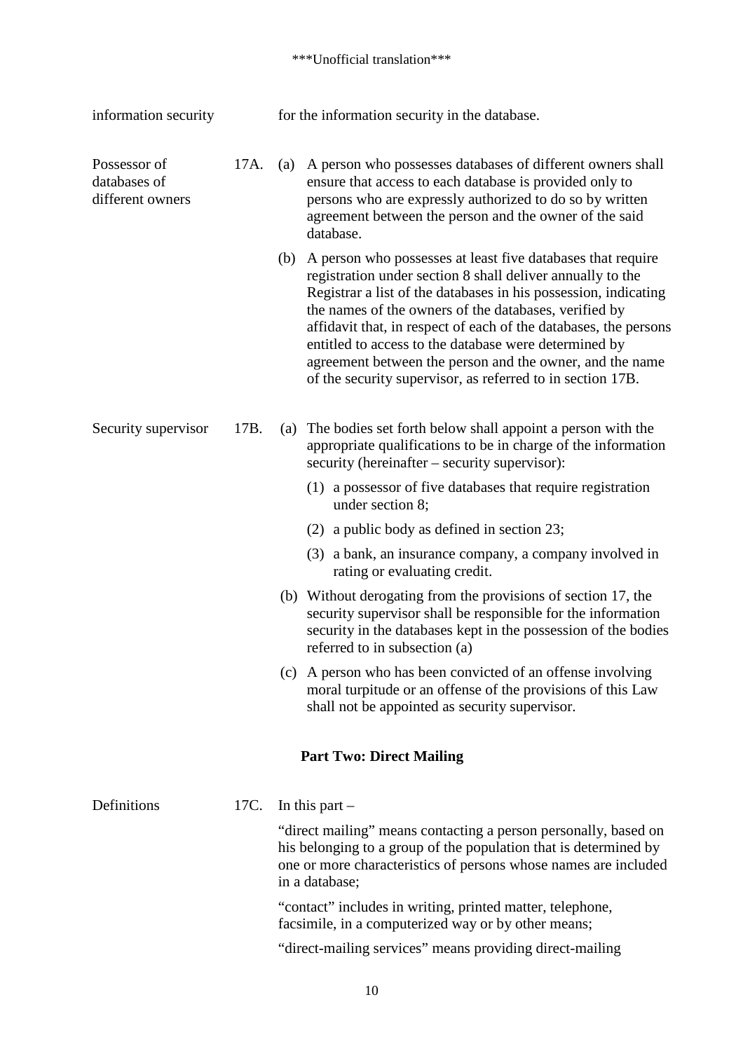***Unofficial translation***

information security — for the information security in the database.

**Possessor of databases of different owners**

17A. (a) A person who possesses databases of different owners shall ensure that access to each database is provided only to persons who are expressly authorized to do so by written agreement between the person and the owner of the said database.

(b) A person who possesses at least five databases that require registration under section 8 shall deliver annually to the Registrar a list of the databases in his possession, indicating the names of the owners of the databases, verified by affidavit that, in respect of each of the databases, the persons entitled to access to the database were determined by agreement between the person and the owner, and the name of the security supervisor, as referred to in section 17B.

**Security supervisor**

17B. (a) The bodies set forth below shall appoint a person with the appropriate qualifications to be in charge of the information security (hereinafter – security supervisor):

(1) a possessor of five databases that require registration under section 8;

(2) a public body as defined in section 23;

(3) a bank, an insurance company, a company involved in rating or evaluating credit.

(b) Without derogating from the provisions of section 17, the security supervisor shall be responsible for the information security in the databases kept in the possession of the bodies referred to in subsection (a)

(c) A person who has been convicted of an offense involving moral turpitude or an offense of the provisions of this Law shall not be appointed as security supervisor.

## Part Two: Direct Mailing

**Definitions**

17C. In this part –

"direct mailing" means contacting a person personally, based on his belonging to a group of the population that is determined by one or more characteristics of persons whose names are included in a database;

"contact" includes in writing, printed matter, telephone, facsimile, in a computerized way or by other means;

"direct-mailing services" means providing direct-mailing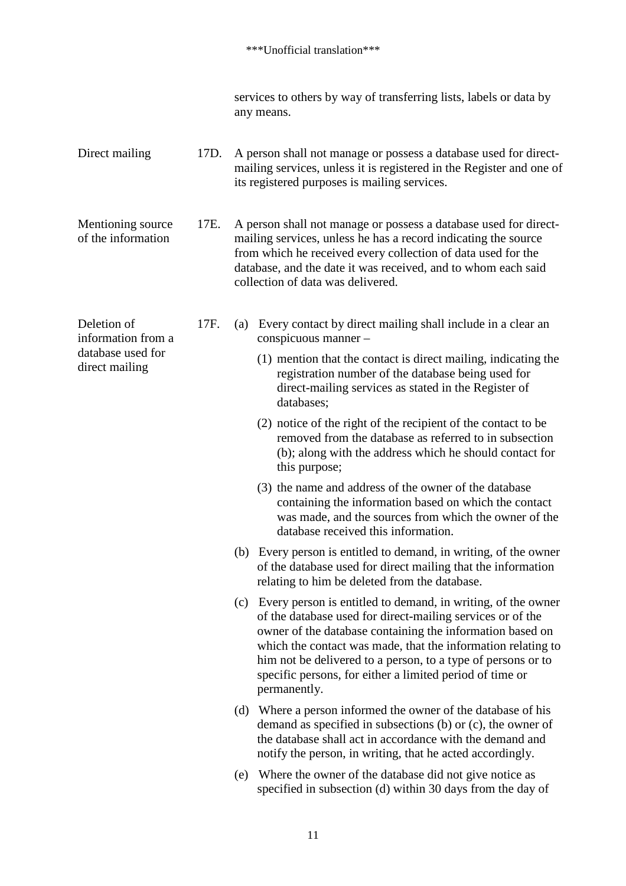services to others by way of transferring lists, labels or data by any means.

**Direct mailing**

17D. A person shall not manage or possess a database used for direct-mailing services, unless it is registered in the Register and one of its registered purposes is mailing services.

**Mentioning source of the information**

17E. A person shall not manage or possess a database used for direct-mailing services, unless he has a record indicating the source from which he received every collection of data used for the database, and the date it was received, and to whom each said collection of data was delivered.

**Deletion of information from a database used for direct mailing**

17F. (a) Every contact by direct mailing shall include in a clear an conspicuous manner –

(1) mention that the contact is direct mailing, indicating the registration number of the database being used for direct-mailing services as stated in the Register of databases;

(2) notice of the right of the recipient of the contact to be removed from the database as referred to in subsection (b); along with the address which he should contact for this purpose;

(3) the name and address of the owner of the database containing the information based on which the contact was made, and the sources from which the owner of the database received this information.

(b) Every person is entitled to demand, in writing, of the owner of the database used for direct mailing that the information relating to him be deleted from the database.

(c) Every person is entitled to demand, in writing, of the owner of the database used for direct-mailing services or of the owner of the database containing the information based on which the contact was made, that the information relating to him not be delivered to a person, to a type of persons or to specific persons, for either a limited period of time or permanently.

(d) Where a person informed the owner of the database of his demand as specified in subsections (b) or (c), the owner of the database shall act in accordance with the demand and notify the person, in writing, that he acted accordingly.

(e) Where the owner of the database did not give notice as specified in subsection (d) within 30 days from the day of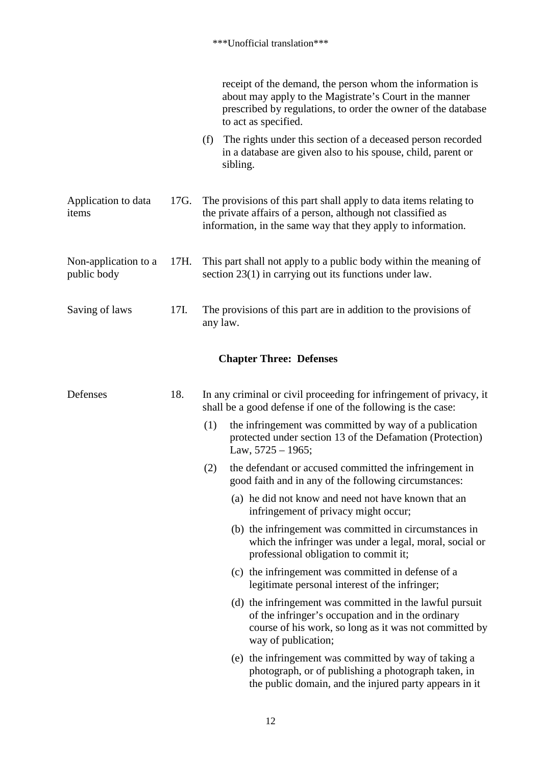receipt of the demand, the person whom the information is about may apply to the Magistrate's Court in the manner prescribed by regulations, to order the owner of the database to act as specified.

(f) The rights under this section of a deceased person recorded in a database are given also to his spouse, child, parent or sibling.

Application to data items

17G. The provisions of this part shall apply to data items relating to the private affairs of a person, although not classified as information, in the same way that they apply to information.

Non-application to a public body

17H. This part shall not apply to a public body within the meaning of section 23(1) in carrying out its functions under law.

Saving of laws

17I. The provisions of this part are in addition to the provisions of any law.

## Chapter Three: Defenses

Defenses

18. In any criminal or civil proceeding for infringement of privacy, it shall be a good defense if one of the following is the case:

(1) the infringement was committed by way of a publication protected under section 13 of the Defamation (Protection) Law, 5725 – 1965;

(2) the defendant or accused committed the infringement in good faith and in any of the following circumstances:

(a) he did not know and need not have known that an infringement of privacy might occur;

(b) the infringement was committed in circumstances in which the infringer was under a legal, moral, social or professional obligation to commit it;

(c) the infringement was committed in defense of a legitimate personal interest of the infringer;

(d) the infringement was committed in the lawful pursuit of the infringer's occupation and in the ordinary course of his work, so long as it was not committed by way of publication;

(e) the infringement was committed by way of taking a photograph, or of publishing a photograph taken, in the public domain, and the injured party appears in it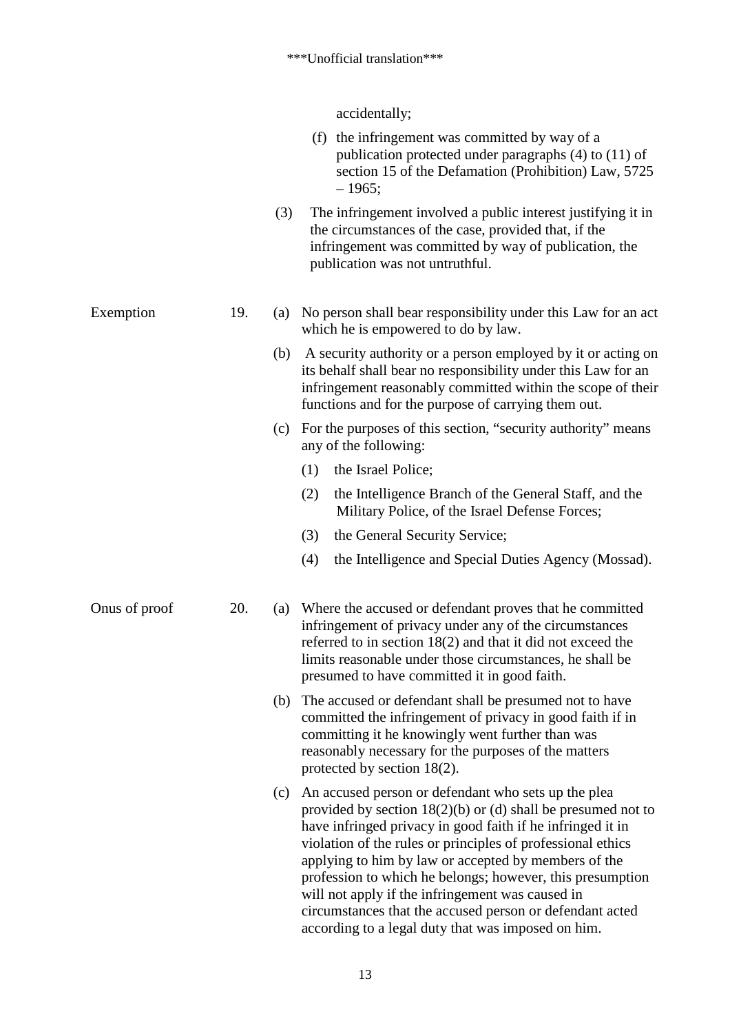accidentally;

(f) the infringement was committed by way of a publication protected under paragraphs (4) to (11) of section 15 of the Defamation (Prohibition) Law, 5725 – 1965;

(3) The infringement involved a public interest justifying it in the circumstances of the case, provided that, if the infringement was committed by way of publication, the publication was not untruthful.

**Exemption**

19. (a) No person shall bear responsibility under this Law for an act which he is empowered to do by law.

(b) A security authority or a person employed by it or acting on its behalf shall bear no responsibility under this Law for an infringement reasonably committed within the scope of their functions and for the purpose of carrying them out.

(c) For the purposes of this section, "security authority" means any of the following:

(1) the Israel Police;

(2) the Intelligence Branch of the General Staff, and the Military Police, of the Israel Defense Forces;

(3) the General Security Service;

(4) the Intelligence and Special Duties Agency (Mossad).

**Onus of proof**

20. (a) Where the accused or defendant proves that he committed infringement of privacy under any of the circumstances referred to in section 18(2) and that it did not exceed the limits reasonable under those circumstances, he shall be presumed to have committed it in good faith.

(b) The accused or defendant shall be presumed not to have committed the infringement of privacy in good faith if in committing it he knowingly went further than was reasonably necessary for the purposes of the matters protected by section 18(2).

(c) An accused person or defendant who sets up the plea provided by section 18(2)(b) or (d) shall be presumed not to have infringed privacy in good faith if he infringed it in violation of the rules or principles of professional ethics applying to him by law or accepted by members of the profession to which he belongs; however, this presumption will not apply if the infringement was caused in circumstances that the accused person or defendant acted according to a legal duty that was imposed on him.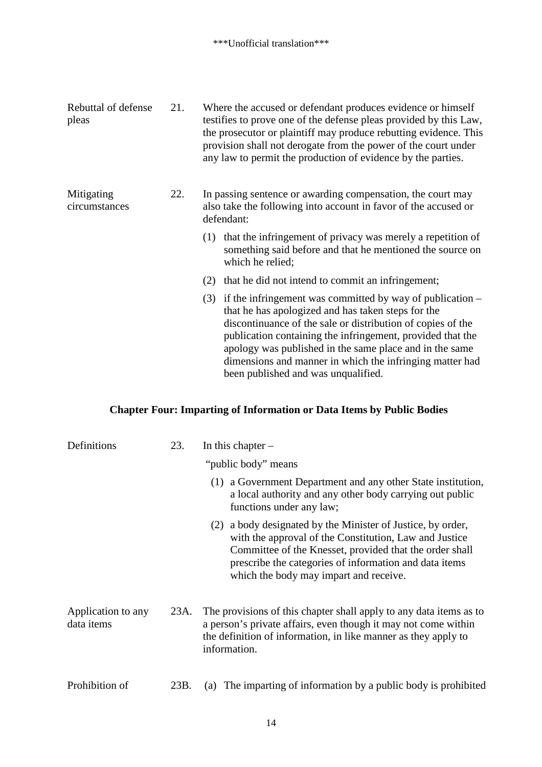***Unofficial translation***

**Rebuttal of defense pleas**

21. Where the accused or defendant produces evidence or himself testifies to prove one of the defense pleas provided by this Law, the prosecutor or plaintiff may produce rebutting evidence. This provision shall not derogate from the power of the court under any law to permit the production of evidence by the parties.

**Mitigating circumstances**

22. In passing sentence or awarding compensation, the court may also take the following into account in favor of the accused or defendant:

(1) that the infringement of privacy was merely a repetition of something said before and that he mentioned the source on which he relied;

(2) that he did not intend to commit an infringement;

(3) if the infringement was committed by way of publication – that he has apologized and has taken steps for the discontinuance of the sale or distribution of copies of the publication containing the infringement, provided that the apology was published in the same place and in the same dimensions and manner in which the infringing matter had been published and was unqualified.

## Chapter Four: Imparting of Information or Data Items by Public Bodies

**Definitions**

23. In this chapter –

"public body" means

(1) a Government Department and any other State institution, a local authority and any other body carrying out public functions under any law;

(2) a body designated by the Minister of Justice, by order, with the approval of the Constitution, Law and Justice Committee of the Knesset, provided that the order shall prescribe the categories of information and data items which the body may impart and receive.

**Application to any data items**

23A. The provisions of this chapter shall apply to any data items as to a person's private affairs, even though it may not come within the definition of information, in like manner as they apply to information.

**Prohibition of**

23B. (a) The imparting of information by a public body is prohibited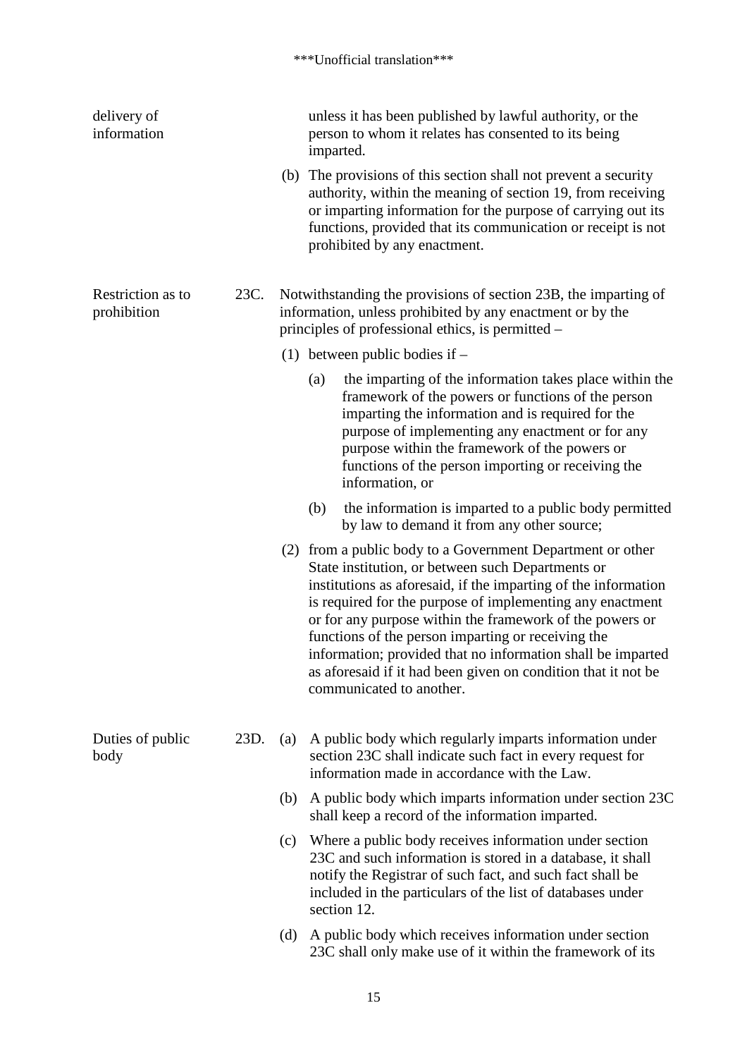delivery of information

unless it has been published by lawful authority, or the person to whom it relates has consented to its being imparted.

(b) The provisions of this section shall not prevent a security authority, within the meaning of section 19, from receiving or imparting information for the purpose of carrying out its functions, provided that its communication or receipt is not prohibited by any enactment.

**Restriction as to prohibition**

23C. Notwithstanding the provisions of section 23B, the imparting of information, unless prohibited by any enactment or by the principles of professional ethics, is permitted –

(1) between public bodies if –

(a) the imparting of the information takes place within the framework of the powers or functions of the person imparting the information and is required for the purpose of implementing any enactment or for any purpose within the framework of the powers or functions of the person importing or receiving the information, or

(b) the information is imparted to a public body permitted by law to demand it from any other source;

(2) from a public body to a Government Department or other State institution, or between such Departments or institutions as aforesaid, if the imparting of the information is required for the purpose of implementing any enactment or for any purpose within the framework of the powers or functions of the person imparting or receiving the information; provided that no information shall be imparted as aforesaid if it had been given on condition that it not be communicated to another.

**Duties of public body**

23D. (a) A public body which regularly imparts information under section 23C shall indicate such fact in every request for information made in accordance with the Law.

(b) A public body which imparts information under section 23C shall keep a record of the information imparted.

(c) Where a public body receives information under section 23C and such information is stored in a database, it shall notify the Registrar of such fact, and such fact shall be included in the particulars of the list of databases under section 12.

(d) A public body which receives information under section 23C shall only make use of it within the framework of its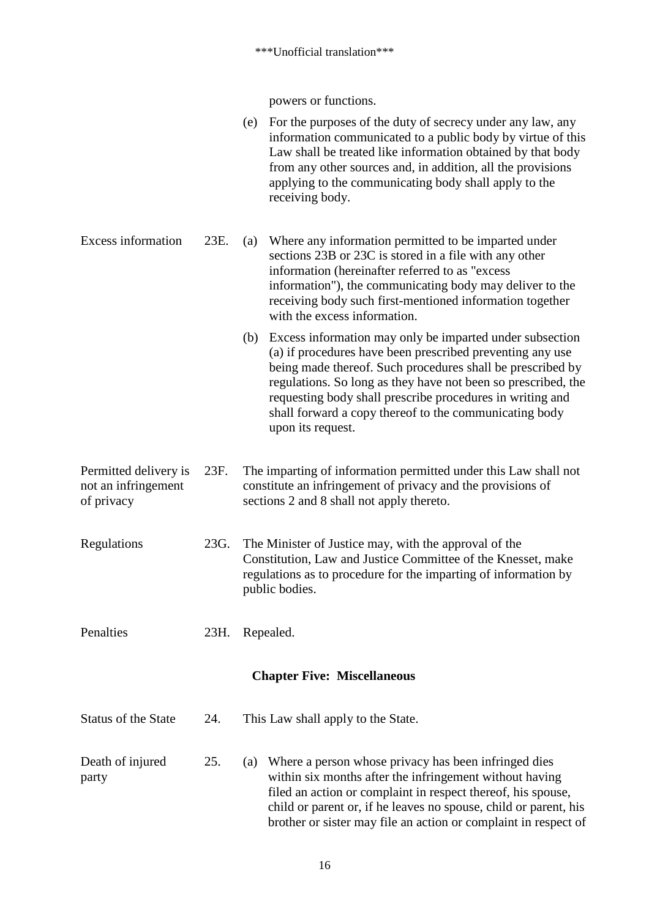powers or functions.

(e) For the purposes of the duty of secrecy under any law, any information communicated to a public body by virtue of this Law shall be treated like information obtained by that body from any other sources and, in addition, all the provisions applying to the communicating body shall apply to the receiving body.

**Excess information**

23E. (a) Where any information permitted to be imparted under sections 23B or 23C is stored in a file with any other information (hereinafter referred to as "excess information"), the communicating body may deliver to the receiving body such first-mentioned information together with the excess information.

(b) Excess information may only be imparted under subsection (a) if procedures have been prescribed preventing any use being made thereof. Such procedures shall be prescribed by regulations. So long as they have not been so prescribed, the requesting body shall prescribe procedures in writing and shall forward a copy thereof to the communicating body upon its request.

**Permitted delivery is not an infringement of privacy**

23F. The imparting of information permitted under this Law shall not constitute an infringement of privacy and the provisions of sections 2 and 8 shall not apply thereto.

**Regulations**

23G. The Minister of Justice may, with the approval of the Constitution, Law and Justice Committee of the Knesset, make regulations as to procedure for the imparting of information by public bodies.

**Penalties**

23H. Repealed.

## Chapter Five: Miscellaneous

**Status of the State**

24. This Law shall apply to the State.

**Death of injured party**

25. (a) Where a person whose privacy has been infringed dies within six months after the infringement without having filed an action or complaint in respect thereof, his spouse, child or parent or, if he leaves no spouse, child or parent, his brother or sister may file an action or complaint in respect of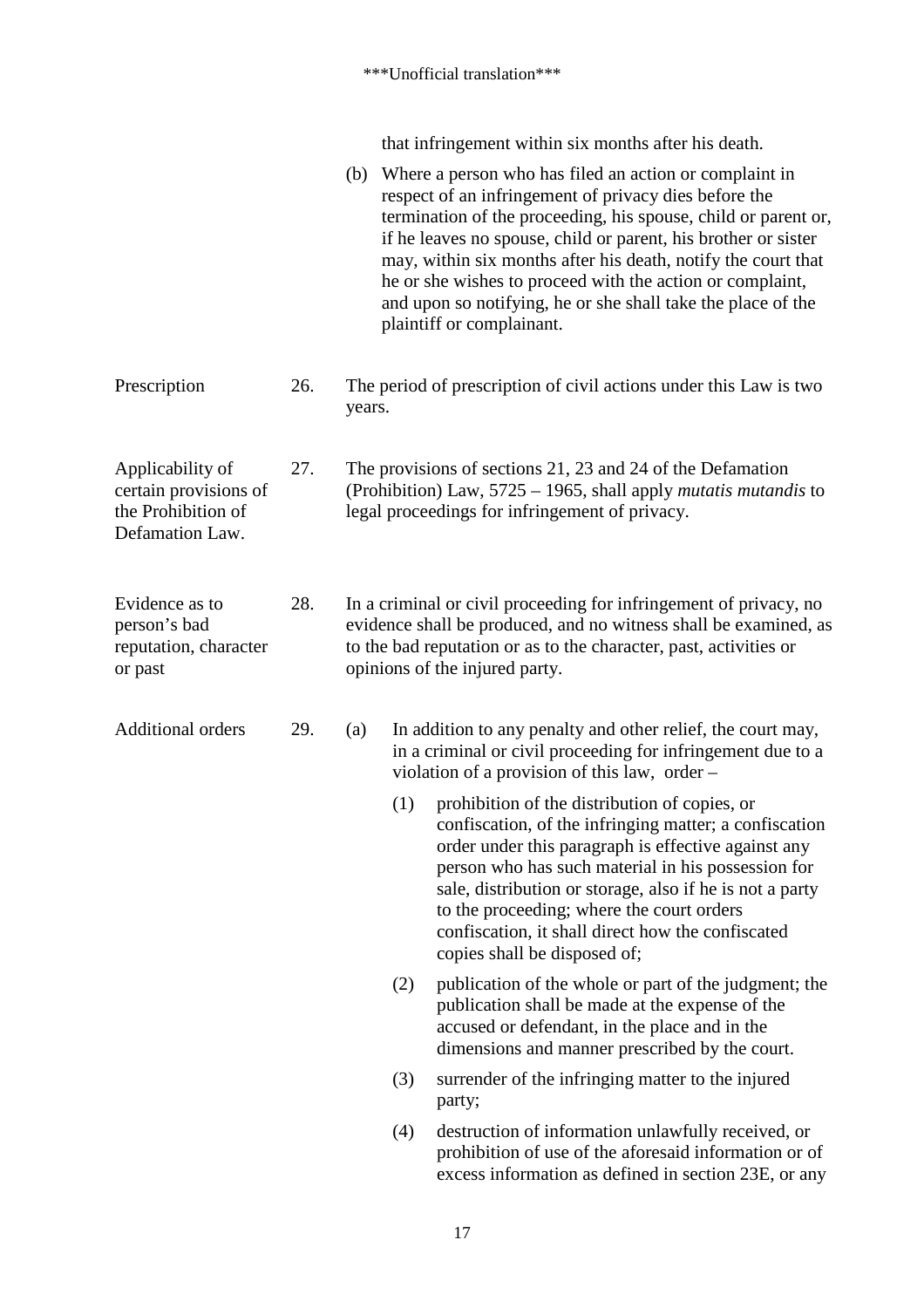that infringement within six months after his death.

(b) Where a person who has filed an action or complaint in respect of an infringement of privacy dies before the termination of the proceeding, his spouse, child or parent or, if he leaves no spouse, child or parent, his brother or sister may, within six months after his death, notify the court that he or she wishes to proceed with the action or complaint, and upon so notifying, he or she shall take the place of the plaintiff or complainant.

**Prescription**

26. The period of prescription of civil actions under this Law is two years.

**Applicability of certain provisions of the Prohibition of Defamation Law.**

27. The provisions of sections 21, 23 and 24 of the Defamation (Prohibition) Law, 5725 – 1965, shall apply *mutatis mutandis* to legal proceedings for infringement of privacy.

**Evidence as to person's bad reputation, character or past**

28. In a criminal or civil proceeding for infringement of privacy, no evidence shall be produced, and no witness shall be examined, as to the bad reputation or as to the character, past, activities or opinions of the injured party.

**Additional orders**

29. (a) In addition to any penalty and other relief, the court may, in a criminal or civil proceeding for infringement due to a violation of a provision of this law, order –

(1) prohibition of the distribution of copies, or confiscation, of the infringing matter; a confiscation order under this paragraph is effective against any person who has such material in his possession for sale, distribution or storage, also if he is not a party to the proceeding; where the court orders confiscation, it shall direct how the confiscated copies shall be disposed of;

(2) publication of the whole or part of the judgment; the publication shall be made at the expense of the accused or defendant, in the place and in the dimensions and manner prescribed by the court.

(3) surrender of the infringing matter to the injured party;

(4) destruction of information unlawfully received, or prohibition of use of the aforesaid information or of excess information as defined in section 23E, or any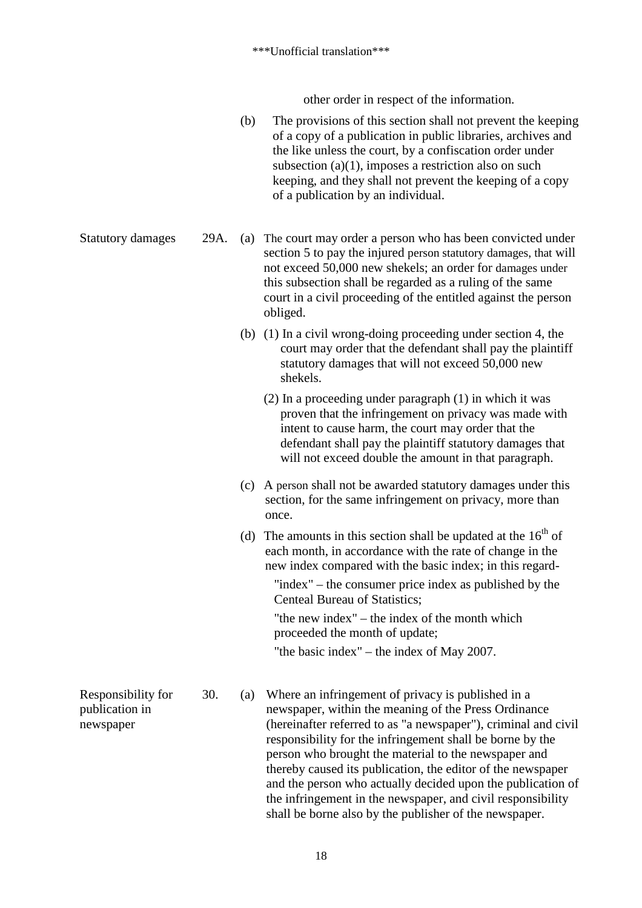***Unofficial translation***

other order in respect of the information.

(b) The provisions of this section shall not prevent the keeping of a copy of a publication in public libraries, archives and the like unless the court, by a confiscation order under subsection (a)(1), imposes a restriction also on such keeping, and they shall not prevent the keeping of a copy of a publication by an individual.

**Statutory damages**

29A. (a) The court may order a person who has been convicted under section 5 to pay the injured person statutory damages, that will not exceed 50,000 new shekels; an order for damages under this subsection shall be regarded as a ruling of the same court in a civil proceeding of the entitled against the person obliged.

(b) (1) In a civil wrong-doing proceeding under section 4, the court may order that the defendant shall pay the plaintiff statutory damages that will not exceed 50,000 new shekels.

(2) In a proceeding under paragraph (1) in which it was proven that the infringement on privacy was made with intent to cause harm, the court may order that the defendant shall pay the plaintiff statutory damages that will not exceed double the amount in that paragraph.

(c) A person shall not be awarded statutory damages under this section, for the same infringement on privacy, more than once.

(d) The amounts in this section shall be updated at the 16th of each month, in accordance with the rate of change in the new index compared with the basic index; in this regard-

"index" – the consumer price index as published by the Centeal Bureau of Statistics;

"the new index" – the index of the month which proceeded the month of update;

"the basic index" – the index of May 2007.

**Responsibility for publication in newspaper**

30. (a) Where an infringement of privacy is published in a newspaper, within the meaning of the Press Ordinance (hereinafter referred to as "a newspaper"), criminal and civil responsibility for the infringement shall be borne by the person who brought the material to the newspaper and thereby caused its publication, the editor of the newspaper and the person who actually decided upon the publication of the infringement in the newspaper, and civil responsibility shall be borne also by the publisher of the newspaper.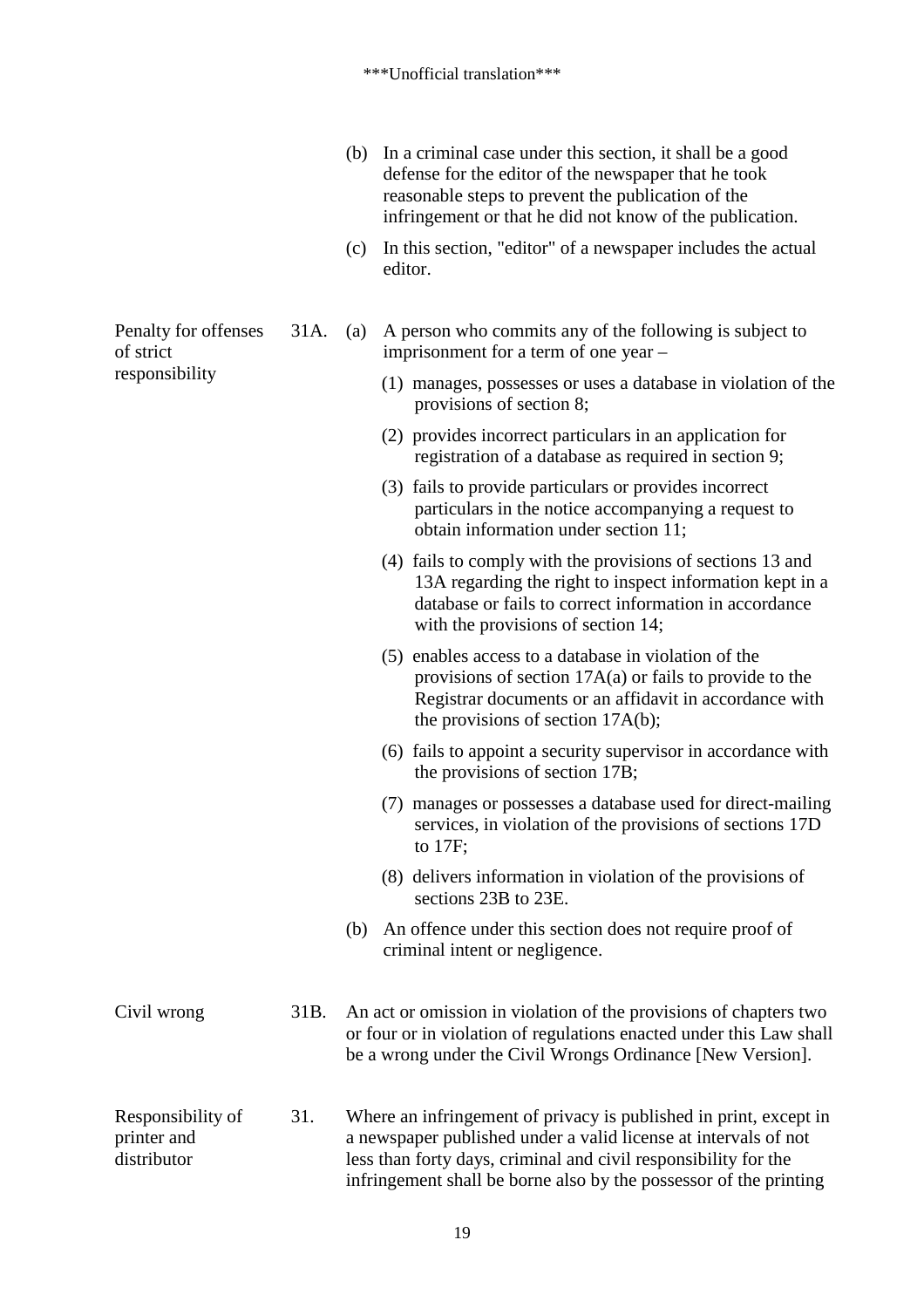(b) In a criminal case under this section, it shall be a good defense for the editor of the newspaper that he took reasonable steps to prevent the publication of the infringement or that he did not know of the publication.

(c) In this section, "editor" of a newspaper includes the actual editor.

**Penalty for offenses of strict responsibility**

31A. (a) A person who commits any of the following is subject to imprisonment for a term of one year –

(1) manages, possesses or uses a database in violation of the provisions of section 8;

(2) provides incorrect particulars in an application for registration of a database as required in section 9;

(3) fails to provide particulars or provides incorrect particulars in the notice accompanying a request to obtain information under section 11;

(4) fails to comply with the provisions of sections 13 and 13A regarding the right to inspect information kept in a database or fails to correct information in accordance with the provisions of section 14;

(5) enables access to a database in violation of the provisions of section 17A(a) or fails to provide to the Registrar documents or an affidavit in accordance with the provisions of section 17A(b);

(6) fails to appoint a security supervisor in accordance with the provisions of section 17B;

(7) manages or possesses a database used for direct-mailing services, in violation of the provisions of sections 17D to 17F;

(8) delivers information in violation of the provisions of sections 23B to 23E.

(b) An offence under this section does not require proof of criminal intent or negligence.

**Civil wrong**

31B. An act or omission in violation of the provisions of chapters two or four or in violation of regulations enacted under this Law shall be a wrong under the Civil Wrongs Ordinance [New Version].

**Responsibility of printer and distributor**

31. Where an infringement of privacy is published in print, except in a newspaper published under a valid license at intervals of not less than forty days, criminal and civil responsibility for the infringement shall be borne also by the possessor of the printing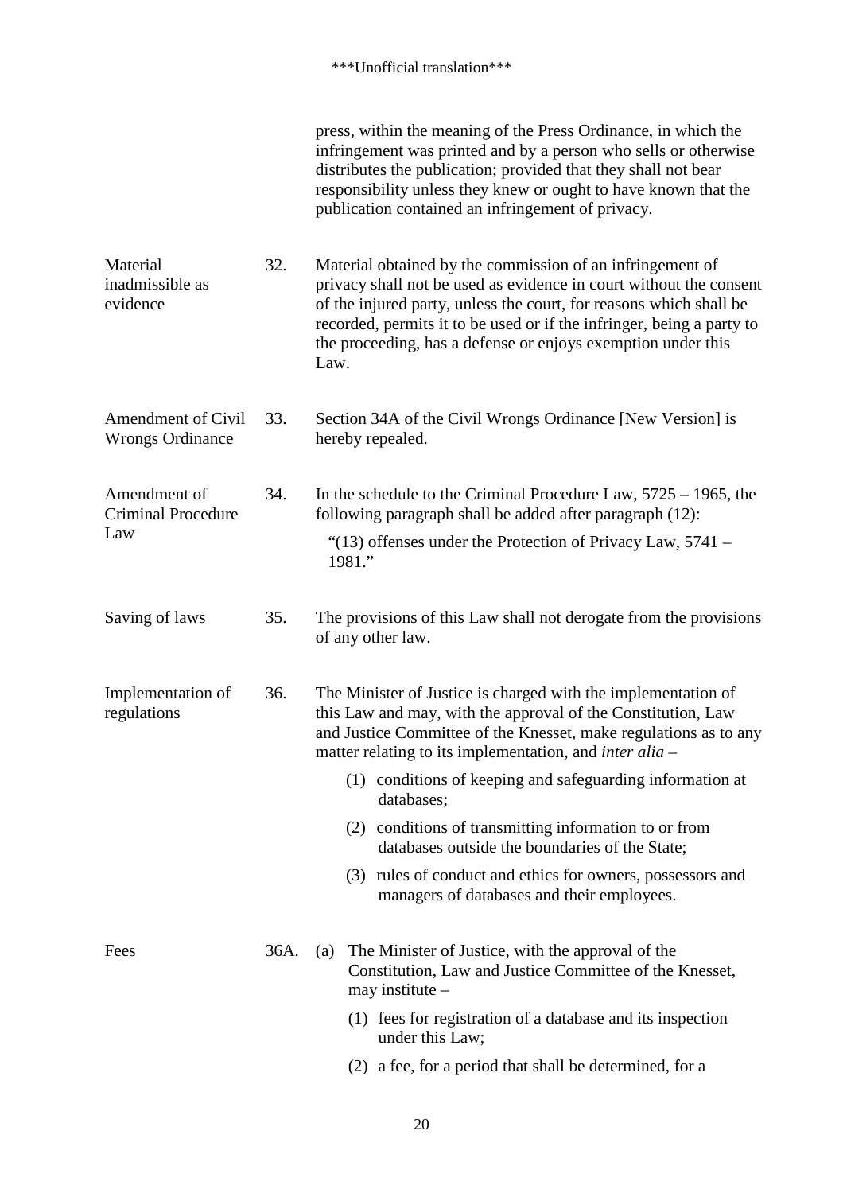press, within the meaning of the Press Ordinance, in which the infringement was printed and by a person who sells or otherwise distributes the publication; provided that they shall not bear responsibility unless they knew or ought to have known that the publication contained an infringement of privacy.

**Material inadmissible as evidence**

32. Material obtained by the commission of an infringement of privacy shall not be used as evidence in court without the consent of the injured party, unless the court, for reasons which shall be recorded, permits it to be used or if the infringer, being a party to the proceeding, has a defense or enjoys exemption under this Law.

**Amendment of Civil Wrongs Ordinance**

33. Section 34A of the Civil Wrongs Ordinance [New Version] is hereby repealed.

**Amendment of Criminal Procedure Law**

34. In the schedule to the Criminal Procedure Law, 5725 – 1965, the following paragraph shall be added after paragraph (12):

"(13) offenses under the Protection of Privacy Law, 5741 – 1981."

**Saving of laws**

35. The provisions of this Law shall not derogate from the provisions of any other law.

**Implementation of regulations**

36. The Minister of Justice is charged with the implementation of this Law and may, with the approval of the Constitution, Law and Justice Committee of the Knesset, make regulations as to any matter relating to its implementation, and *inter alia* –

(1) conditions of keeping and safeguarding information at databases;

(2) conditions of transmitting information to or from databases outside the boundaries of the State;

(3) rules of conduct and ethics for owners, possessors and managers of databases and their employees.

**Fees**

36A. (a) The Minister of Justice, with the approval of the Constitution, Law and Justice Committee of the Knesset, may institute –

(1) fees for registration of a database and its inspection under this Law;

(2) a fee, for a period that shall be determined, for a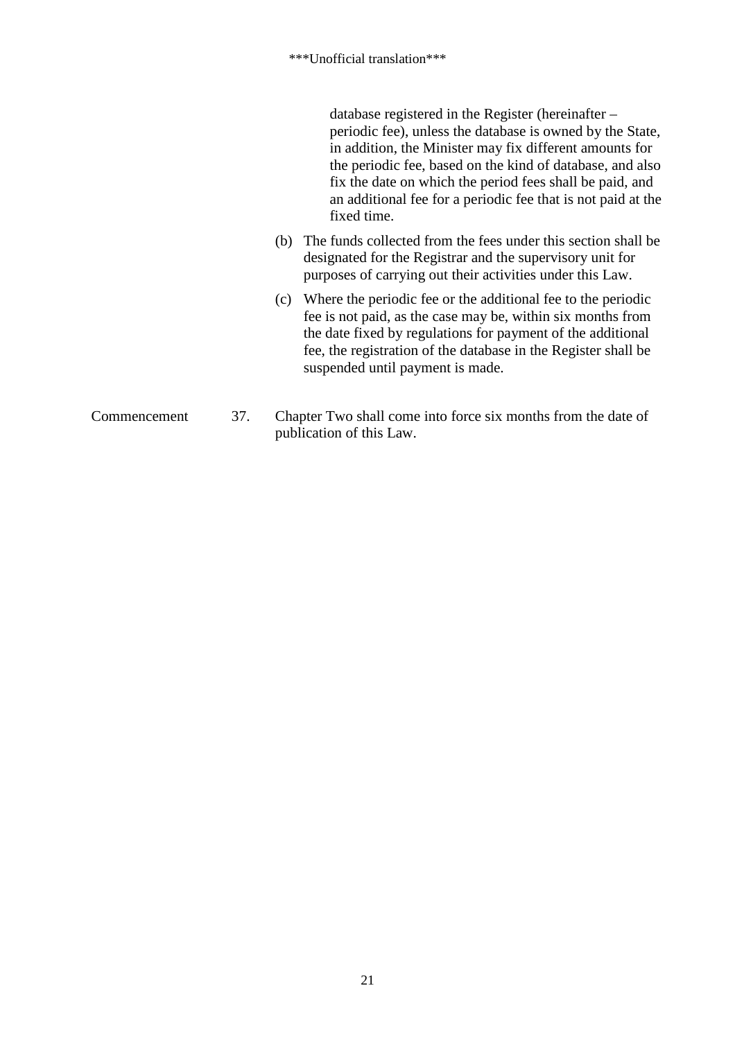database registered in the Register (hereinafter – periodic fee), unless the database is owned by the State, in addition, the Minister may fix different amounts for the periodic fee, based on the kind of database, and also fix the date on which the period fees shall be paid, and an additional fee for a periodic fee that is not paid at the fixed time.

(b) The funds collected from the fees under this section shall be designated for the Registrar and the supervisory unit for purposes of carrying out their activities under this Law.

(c) Where the periodic fee or the additional fee to the periodic fee is not paid, as the case may be, within six months from the date fixed by regulations for payment of the additional fee, the registration of the database in the Register shall be suspended until payment is made.

Commencement

37. Chapter Two shall come into force six months from the date of publication of this Law.